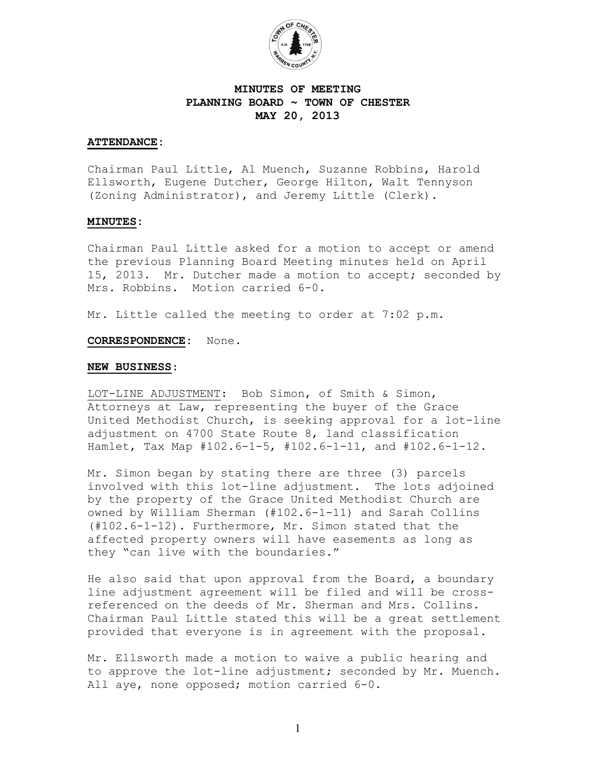# MINUTES OF MEETING
# PLANNING BOARD ~ TOWN OF CHESTER
# MAY 20, 2013

**ATTENDANCE:**

Chairman Paul Little, Al Muench, Suzanne Robbins, Harold Ellsworth, Eugene Dutcher, George Hilton, Walt Tennyson (Zoning Administrator), and Jeremy Little (Clerk).

**MINUTES:**

Chairman Paul Little asked for a motion to accept or amend the previous Planning Board Meeting minutes held on April 15, 2013. Mr. Dutcher made a motion to accept; seconded by Mrs. Robbins. Motion carried 6-0.

Mr. Little called the meeting to order at 7:02 p.m.

**CORRESPONDENCE:** None.

**NEW BUSINESS:**

LOT-LINE ADJUSTMENT: Bob Simon, of Smith & Simon, Attorneys at Law, representing the buyer of the Grace United Methodist Church, is seeking approval for a lot-line adjustment on 4700 State Route 8, land classification Hamlet, Tax Map #102.6-1-5, #102.6-1-11, and #102.6-1-12.

Mr. Simon began by stating there are three (3) parcels involved with this lot-line adjustment. The lots adjoined by the property of the Grace United Methodist Church are owned by William Sherman (#102.6-1-11) and Sarah Collins (#102.6-1-12). Furthermore, Mr. Simon stated that the affected property owners will have easements as long as they "can live with the boundaries."

He also said that upon approval from the Board, a boundary line adjustment agreement will be filed and will be cross-referenced on the deeds of Mr. Sherman and Mrs. Collins. Chairman Paul Little stated this will be a great settlement provided that everyone is in agreement with the proposal.

Mr. Ellsworth made a motion to waive a public hearing and to approve the lot-line adjustment; seconded by Mr. Muench. All aye, none opposed; motion carried 6-0.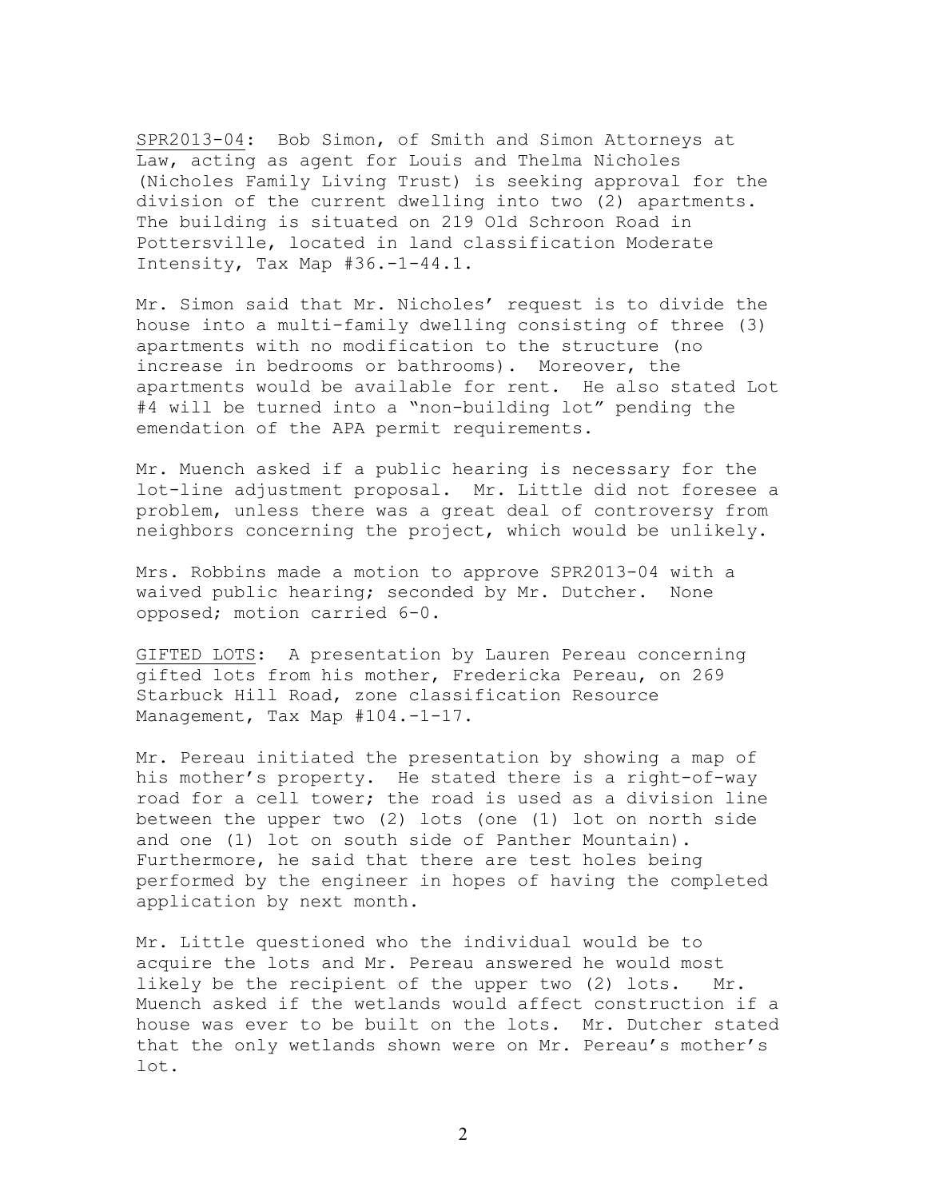SPR2013-04: Bob Simon, of Smith and Simon Attorneys at Law, acting as agent for Louis and Thelma Nicholes (Nicholes Family Living Trust) is seeking approval for the division of the current dwelling into two (2) apartments. The building is situated on 219 Old Schroon Road in Pottersville, located in land classification Moderate Intensity, Tax Map #36.-1-44.1.

Mr. Simon said that Mr. Nicholes' request is to divide the house into a multi-family dwelling consisting of three (3) apartments with no modification to the structure (no increase in bedrooms or bathrooms). Moreover, the apartments would be available for rent. He also stated Lot #4 will be turned into a "non-building lot" pending the emendation of the APA permit requirements.

Mr. Muench asked if a public hearing is necessary for the lot-line adjustment proposal. Mr. Little did not foresee a problem, unless there was a great deal of controversy from neighbors concerning the project, which would be unlikely.

Mrs. Robbins made a motion to approve SPR2013-04 with a waived public hearing; seconded by Mr. Dutcher. None opposed; motion carried 6-0.

GIFTED LOTS: A presentation by Lauren Pereau concerning gifted lots from his mother, Fredericka Pereau, on 269 Starbuck Hill Road, zone classification Resource Management, Tax Map #104.-1-17.

Mr. Pereau initiated the presentation by showing a map of his mother's property. He stated there is a right-of-way road for a cell tower; the road is used as a division line between the upper two (2) lots (one (1) lot on north side and one (1) lot on south side of Panther Mountain). Furthermore, he said that there are test holes being performed by the engineer in hopes of having the completed application by next month.

Mr. Little questioned who the individual would be to acquire the lots and Mr. Pereau answered he would most likely be the recipient of the upper two (2) lots. Mr. Muench asked if the wetlands would affect construction if a house was ever to be built on the lots. Mr. Dutcher stated that the only wetlands shown were on Mr. Pereau's mother's lot.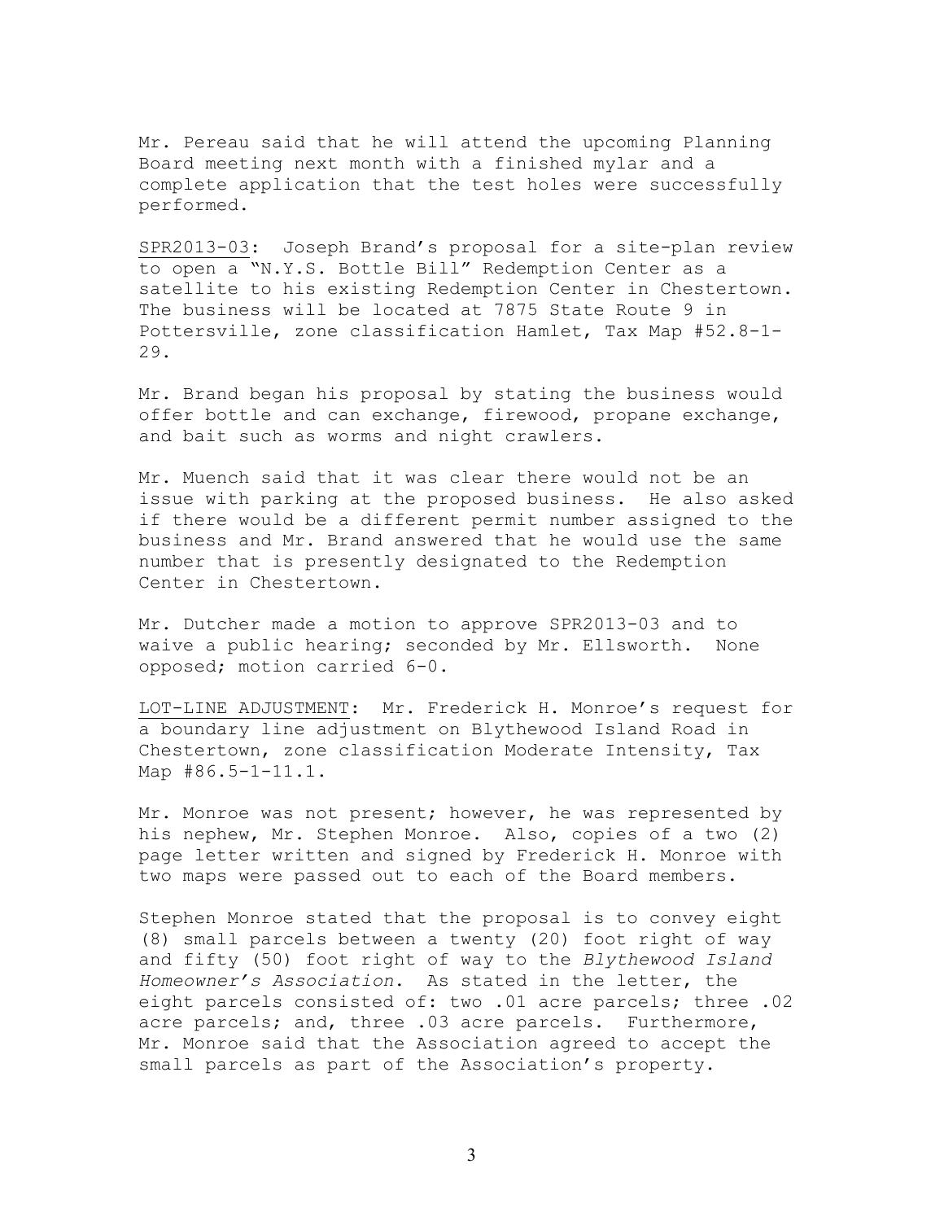Mr. Pereau said that he will attend the upcoming Planning Board meeting next month with a finished mylar and a complete application that the test holes were successfully performed.

<u>SPR2013-03</u>: Joseph Brand's proposal for a site-plan review to open a "N.Y.S. Bottle Bill" Redemption Center as a satellite to his existing Redemption Center in Chestertown. The business will be located at 7875 State Route 9 in Pottersville, zone classification Hamlet, Tax Map #52.8-1-29.

Mr. Brand began his proposal by stating the business would offer bottle and can exchange, firewood, propane exchange, and bait such as worms and night crawlers.

Mr. Muench said that it was clear there would not be an issue with parking at the proposed business. He also asked if there would be a different permit number assigned to the business and Mr. Brand answered that he would use the same number that is presently designated to the Redemption Center in Chestertown.

Mr. Dutcher made a motion to approve SPR2013-03 and to waive a public hearing; seconded by Mr. Ellsworth. None opposed; motion carried 6-0.

<u>LOT-LINE ADJUSTMENT</u>: Mr. Frederick H. Monroe's request for a boundary line adjustment on Blythewood Island Road in Chestertown, zone classification Moderate Intensity, Tax Map #86.5-1-11.1.

Mr. Monroe was not present; however, he was represented by his nephew, Mr. Stephen Monroe. Also, copies of a two (2) page letter written and signed by Frederick H. Monroe with two maps were passed out to each of the Board members.

Stephen Monroe stated that the proposal is to convey eight (8) small parcels between a twenty (20) foot right of way and fifty (50) foot right of way to the *Blythewood Island Homeowner's Association*. As stated in the letter, the eight parcels consisted of: two .01 acre parcels; three .02 acre parcels; and, three .03 acre parcels. Furthermore, Mr. Monroe said that the Association agreed to accept the small parcels as part of the Association's property.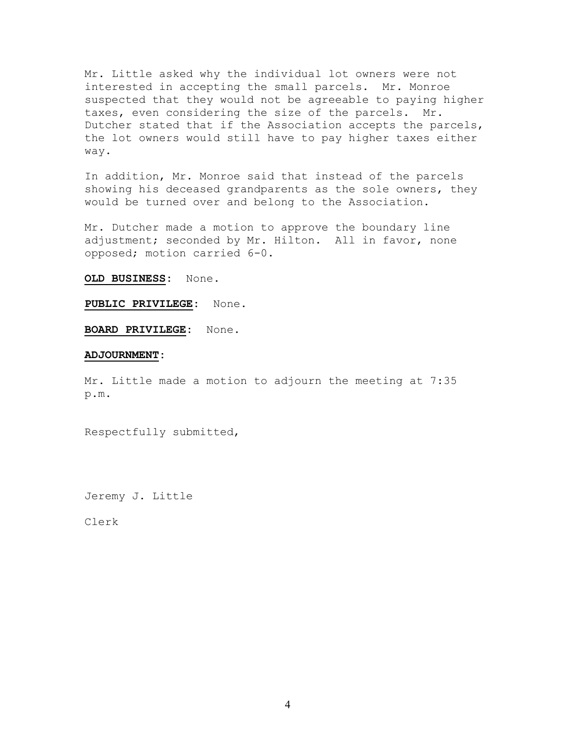Mr. Little asked why the individual lot owners were not interested in accepting the small parcels. Mr. Monroe suspected that they would not be agreeable to paying higher taxes, even considering the size of the parcels. Mr. Dutcher stated that if the Association accepts the parcels, the lot owners would still have to pay higher taxes either way.

In addition, Mr. Monroe said that instead of the parcels showing his deceased grandparents as the sole owners, they would be turned over and belong to the Association.

Mr. Dutcher made a motion to approve the boundary line adjustment; seconded by Mr. Hilton. All in favor, none opposed; motion carried 6-0.

**OLD BUSINESS**: None.

**PUBLIC PRIVILEGE**: None.

**BOARD PRIVILEGE**: None.

**ADJOURNMENT**:

Mr. Little made a motion to adjourn the meeting at 7:35 p.m.

Respectfully submitted,

Jeremy J. Little

Clerk